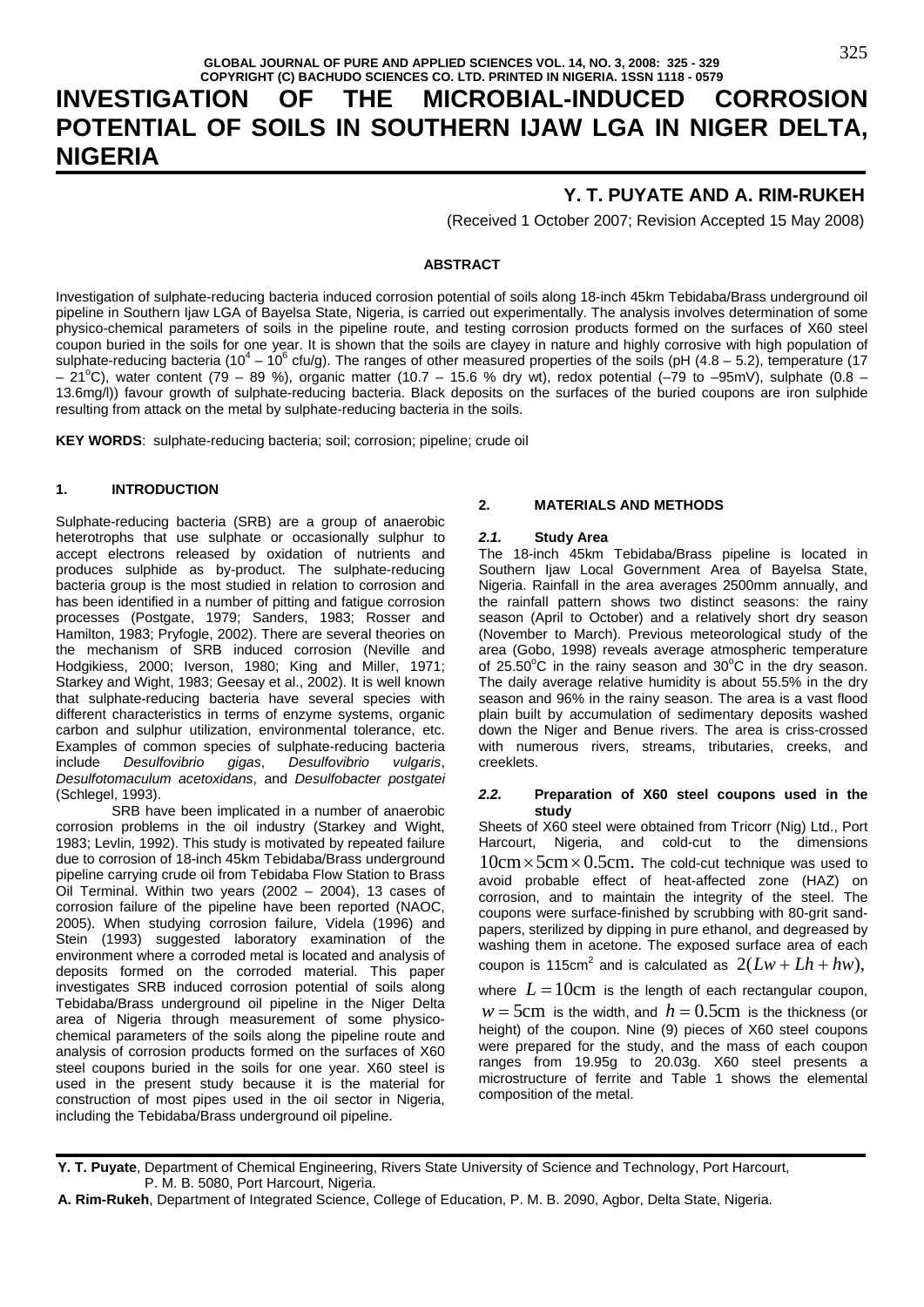# INVESTIGATION OF THE MICROBIAL-INDUCED CORROSION POTENTIAL OF SOILS IN SOUTHERN IJAW LGA IN NIGER DELTA, NIGERIA

**Y. T. PUYATE AND A. RIM-RUKEH**

(Received 1 October 2007; Revision Accepted 15 May 2008)

### ABSTRACT

Investigation of sulphate-reducing bacteria induced corrosion potential of soils along 18-inch 45km Tebidaba/Brass underground oil pipeline in Southern Ijaw LGA of Bayelsa State, Nigeria, is carried out experimentally. The analysis involves determination of some physico-chemical parameters of soils in the pipeline route, and testing corrosion products formed on the surfaces of X60 steel coupon buried in the soils for one year. It is shown that the soils are clayey in nature and highly corrosive with high population of sulphate-reducing bacteria ($10^4$ – $10^6$ cfu/g). The ranges of other measured properties of the soils (pH (4.8 – 5.2), temperature (17 – 21°C), water content (79 – 89 %), organic matter (10.7 – 15.6 % dry wt), redox potential (–79 to –95mV), sulphate (0.8 – 13.6mg/l)) favour growth of sulphate-reducing bacteria. Black deposits on the surfaces of the buried coupons are iron sulphide resulting from attack on the metal by sulphate-reducing bacteria in the soils.

**KEY WORDS**: sulphate-reducing bacteria; soil; corrosion; pipeline; crude oil

## 1. INTRODUCTION

Sulphate-reducing bacteria (SRB) are a group of anaerobic heterotrophs that use sulphate or occasionally sulphur to accept electrons released by oxidation of nutrients and produces sulphide as by-product. The sulphate-reducing bacteria group is the most studied in relation to corrosion and has been identified in a number of pitting and fatigue corrosion processes (Postgate, 1979; Sanders, 1983; Rosser and Hamilton, 1983; Pryfogle, 2002). There are several theories on the mechanism of SRB induced corrosion (Neville and Hodgikiess, 2000; Iverson, 1980; King and Miller, 1971; Starkey and Wight, 1983; Geesay et al., 2002). It is well known that sulphate-reducing bacteria have several species with different characteristics in terms of enzyme systems, organic carbon and sulphur utilization, environmental tolerance, etc. Examples of common species of sulphate-reducing bacteria include *Desulfovibrio gigas*, *Desulfovibrio vulgaris*, *Desulfotomaculum acetoxidans*, and *Desulfobacter postgatei* (Schlegel, 1993).

SRB have been implicated in a number of anaerobic corrosion problems in the oil industry (Starkey and Wight, 1983; Levlin, 1992). This study is motivated by repeated failure due to corrosion of 18-inch 45km Tebidaba/Brass underground pipeline carrying crude oil from Tebidaba Flow Station to Brass Oil Terminal. Within two years (2002 – 2004), 13 cases of corrosion failure of the pipeline have been reported (NAOC, 2005). When studying corrosion failure, Videla (1996) and Stein (1993) suggested laboratory examination of the environment where a corroded metal is located and analysis of deposits formed on the corroded material. This paper investigates SRB induced corrosion potential of soils along Tebidaba/Brass underground oil pipeline in the Niger Delta area of Nigeria through measurement of some physico-chemical parameters of the soils along the pipeline route and analysis of corrosion products formed on the surfaces of X60 steel coupons buried in the soils for one year. X60 steel is used in the present study because it is the material for construction of most pipes used in the oil sector in Nigeria, including the Tebidaba/Brass underground oil pipeline.

## 2. MATERIALS AND METHODS

### *2.1.* Study Area

The 18-inch 45km Tebidaba/Brass pipeline is located in Southern Ijaw Local Government Area of Bayelsa State, Nigeria. Rainfall in the area averages 2500mm annually, and the rainfall pattern shows two distinct seasons: the rainy season (April to October) and a relatively short dry season (November to March). Previous meteorological study of the area (Gobo, 1998) reveals average atmospheric temperature of 25.50°C in the rainy season and 30°C in the dry season. The daily average relative humidity is about 55.5% in the dry season and 96% in the rainy season. The area is a vast flood plain built by accumulation of sedimentary deposits washed down the Niger and Benue rivers. The area is criss-crossed with numerous rivers, streams, tributaries, creeks, and creeklets.

### *2.2.* Preparation of X60 steel coupons used in the study

Sheets of X60 steel were obtained from Tricorr (Nig) Ltd., Port Harcourt, Nigeria, and cold-cut to the dimensions $10\text{cm} \times 5\text{cm} \times 0.5\text{cm}$. The cold-cut technique was used to avoid probable effect of heat-affected zone (HAZ) on corrosion, and to maintain the integrity of the steel. The coupons were surface-finished by scrubbing with 80-grit sand-papers, sterilized by dipping in pure ethanol, and degreased by washing them in acetone. The exposed surface area of each coupon is 115cm² and is calculated as $2(Lw + Lh + hw)$, where $L = 10\text{cm}$ is the length of each rectangular coupon, $w = 5\text{cm}$ is the width, and $h = 0.5\text{cm}$ is the thickness (or height) of the coupon. Nine (9) pieces of X60 steel coupons were prepared for the study, and the mass of each coupon ranges from 19.95g to 20.03g. X60 steel presents a microstructure of ferrite and Table 1 shows the elemental composition of the metal.

---

**Y. T. Puyate**, Department of Chemical Engineering, Rivers State University of Science and Technology, Port Harcourt, P. M. B. 5080, Port Harcourt, Nigeria.

**A. Rim-Rukeh**, Department of Integrated Science, College of Education, P. M. B. 2090, Agbor, Delta State, Nigeria.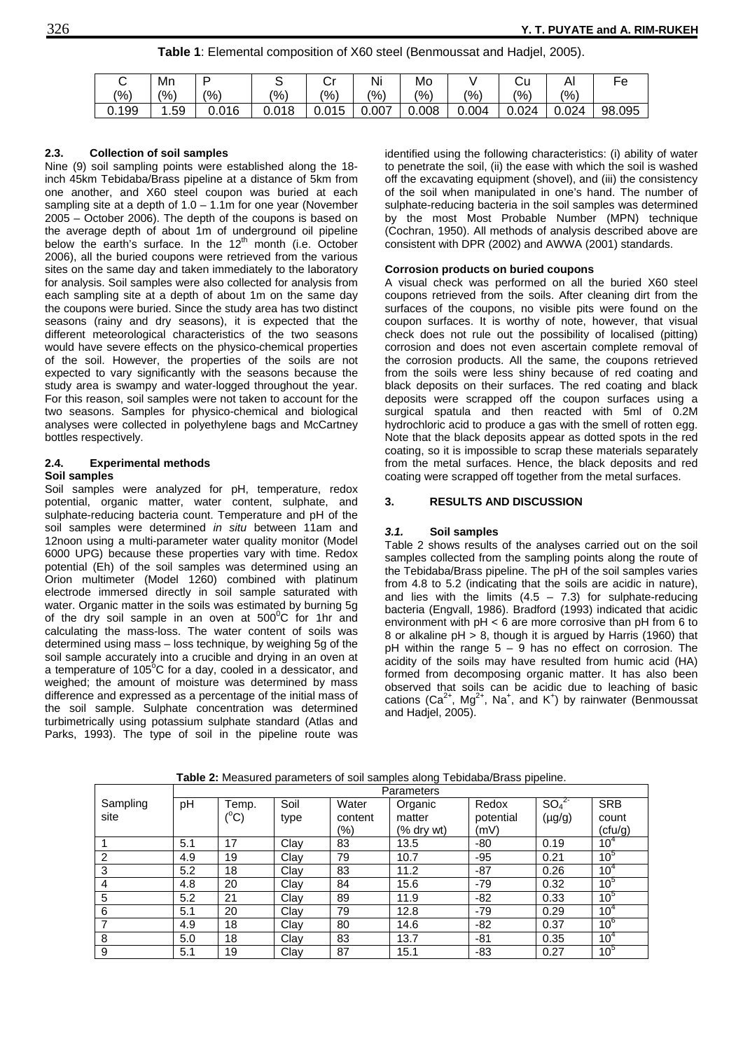**Table 1**: Elemental composition of X60 steel (Benmoussat and Hadjel, 2005).

| C (%) | Mn (%) | P (%) | S (%) | Cr (%) | Ni (%) | Mo (%) | V (%) | Cu (%) | Al (%) | Fe |
|---|---|---|---|---|---|---|---|---|---|---|
| 0.199 | 1.59 | 0.016 | 0.018 | 0.015 | 0.007 | 0.008 | 0.004 | 0.024 | 0.024 | 98.095 |

### 2.3. Collection of soil samples

Nine (9) soil sampling points were established along the 18-inch 45km Tebidaba/Brass pipeline at a distance of 5km from one another, and X60 steel coupon was buried at each sampling site at a depth of 1.0 – 1.1m for one year (November 2005 – October 2006). The depth of the coupons is based on the average depth of about 1m of underground oil pipeline below the earth's surface. In the 12th month (i.e. October 2006), all the buried coupons were retrieved from the various sites on the same day and taken immediately to the laboratory for analysis. Soil samples were also collected for analysis from each sampling site at a depth of about 1m on the same day the coupons were buried. Since the study area has two distinct seasons (rainy and dry seasons), it is expected that the different meteorological characteristics of the two seasons would have severe effects on the physico-chemical properties of the soil. However, the properties of the soils are not expected to vary significantly with the seasons because the study area is swampy and water-logged throughout the year. For this reason, soil samples were not taken to account for the two seasons. Samples for physico-chemical and biological analyses were collected in polyethylene bags and McCartney bottles respectively.

### 2.4. Experimental methods

**Soil samples**

Soil samples were analyzed for pH, temperature, redox potential, organic matter, water content, sulphate, and sulphate-reducing bacteria count. Temperature and pH of the soil samples were determined *in situ* between 11am and 12noon using a multi-parameter water quality monitor (Model 6000 UPG) because these properties vary with time. Redox potential (Eh) of the soil samples was determined using an Orion multimeter (Model 1260) combined with platinum electrode immersed directly in soil sample saturated with water. Organic matter in the soils was estimated by burning 5g of the dry soil sample in an oven at 500°C for 1hr and calculating the mass-loss. The water content of soils was determined using mass – loss technique, by weighing 5g of the soil sample accurately into a crucible and drying in an oven at a temperature of 105°C for a day, cooled in a dessicator, and weighed; the amount of moisture was determined by mass difference and expressed as a percentage of the initial mass of the soil sample. Sulphate concentration was determined turbimetrically using potassium sulphate standard (Atlas and Parks, 1993). The type of soil in the pipeline route was identified using the following characteristics: (i) ability of water to penetrate the soil, (ii) the ease with which the soil is washed off the excavating equipment (shovel), and (iii) the consistency of the soil when manipulated in one's hand. The number of sulphate-reducing bacteria in the soil samples was determined by the most Most Probable Number (MPN) technique (Cochran, 1950). All methods of analysis described above are consistent with DPR (2002) and AWWA (2001) standards.

**Corrosion products on buried coupons**

A visual check was performed on all the buried X60 steel coupons retrieved from the soils. After cleaning dirt from the surfaces of the coupons, no visible pits were found on the coupon surfaces. It is worthy of note, however, that visual check does not rule out the possibility of localised (pitting) corrosion and does not even ascertain complete removal of the corrosion products. All the same, the coupons retrieved from the soils were less shiny because of red coating and black deposits on their surfaces. The red coating and black deposits were scrapped off the coupon surfaces using a surgical spatula and then reacted with 5ml of 0.2M hydrochloric acid to produce a gas with the smell of rotten egg. Note that the black deposits appear as dotted spots in the red coating, so it is impossible to scrap these materials separately from the metal surfaces. Hence, the black deposits and red coating were scrapped off together from the metal surfaces.

## 3. RESULTS AND DISCUSSION

### *3.1.* Soil samples

Table 2 shows results of the analyses carried out on the soil samples collected from the sampling points along the route of the Tebidaba/Brass pipeline. The pH of the soil samples varies from 4.8 to 5.2 (indicating that the soils are acidic in nature), and lies with the limits (4.5 – 7.3) for sulphate-reducing bacteria (Engvall, 1986). Bradford (1993) indicated that acidic environment with pH < 6 are more corrosive than pH from 6 to 8 or alkaline pH > 8, though it is argued by Harris (1960) that pH within the range 5 – 9 has no effect on corrosion. The acidity of the soils may have resulted from humic acid (HA) formed from decomposing organic matter. It has also been observed that soils can be acidic due to leaching of basic cations ($Ca^{2+}$, $Mg^{2+}$, $Na^{+}$, and $K^{+}$) by rainwater (Benmoussat and Hadjel, 2005).

**Table 2:** Measured parameters of soil samples along Tebidaba/Brass pipeline.

| Sampling site | Parameters | | | | | | | |
|---|---|---|---|---|---|---|---|---|
| | pH | Temp. (°C) | Soil type | Water content (%) | Organic matter (% dry wt) | Redox potential (mV) | $SO_4^{2-}$ (μg/g) | SRB count (cfu/g) |
| 1 | 5.1 | 17 | Clay | 83 | 13.5 | -80 | 0.19 | $10^4$ |
| 2 | 4.9 | 19 | Clay | 79 | 10.7 | -95 | 0.21 | $10^5$ |
| 3 | 5.2 | 18 | Clay | 83 | 11.2 | -87 | 0.26 | $10^4$ |
| 4 | 4.8 | 20 | Clay | 84 | 15.6 | -79 | 0.32 | $10^5$ |
| 5 | 5.2 | 21 | Clay | 89 | 11.9 | -82 | 0.33 | $10^5$ |
| 6 | 5.1 | 20 | Clay | 79 | 12.8 | -79 | 0.29 | $10^4$ |
| 7 | 4.9 | 18 | Clay | 80 | 14.6 | -82 | 0.37 | $10^6$ |
| 8 | 5.0 | 18 | Clay | 83 | 13.7 | -81 | 0.35 | $10^4$ |
| 9 | 5.1 | 19 | Clay | 87 | 15.1 | -83 | 0.27 | $10^5$ |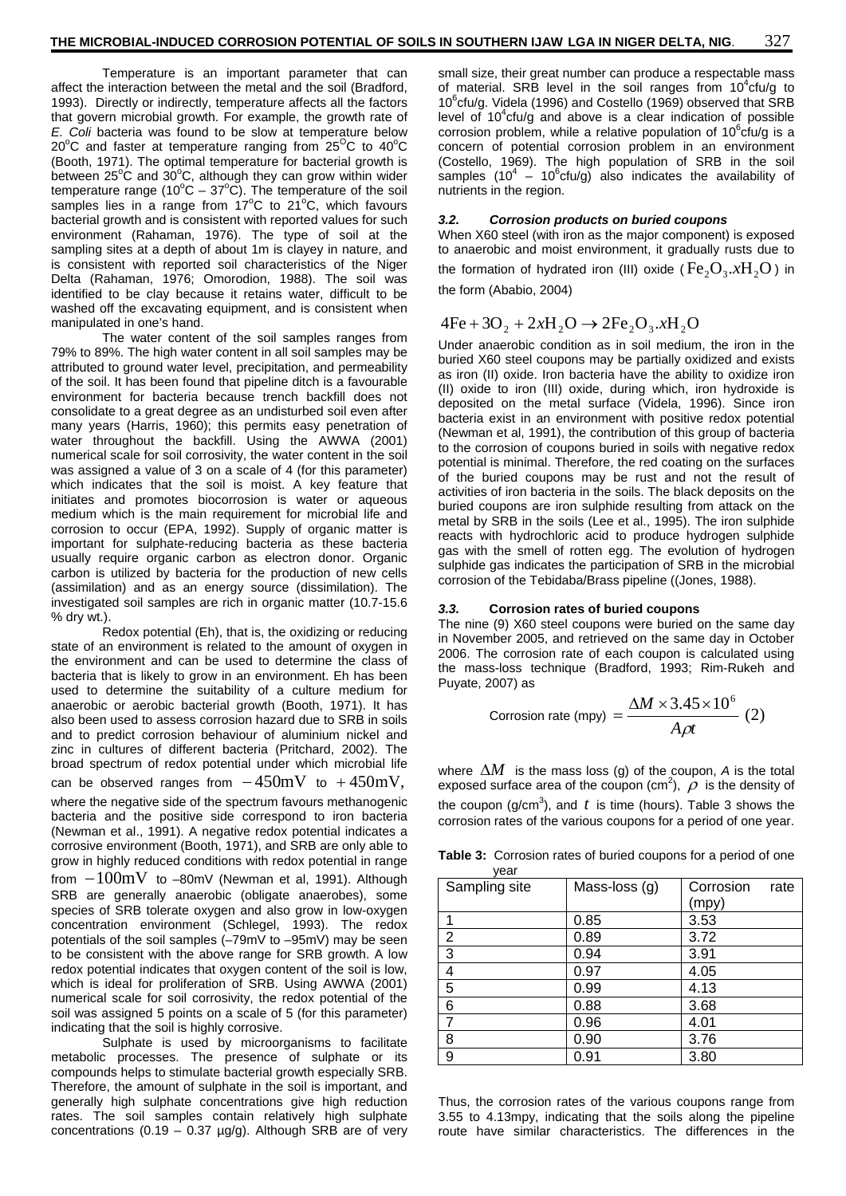Temperature is an important parameter that can affect the interaction between the metal and the soil (Bradford, 1993). Directly or indirectly, temperature affects all the factors that govern microbial growth. For example, the growth rate of *E. Coli* bacteria was found to be slow at temperature below 20°C and faster at temperature ranging from 25°C to 40°C (Booth, 1971). The optimal temperature for bacterial growth is between 25°C and 30°C, although they can grow within wider temperature range (10°C – 37°C). The temperature of the soil samples lies in a range from 17°C to 21°C, which favours bacterial growth and is consistent with reported values for such environment (Rahaman, 1976). The type of soil at the sampling sites at a depth of about 1m is clayey in nature, and is consistent with reported soil characteristics of the Niger Delta (Rahaman, 1976; Omorodion, 1988). The soil was identified to be clay because it retains water, difficult to be washed off the excavating equipment, and is consistent when manipulated in one's hand.

The water content of the soil samples ranges from 79% to 89%. The high water content in all soil samples may be attributed to ground water level, precipitation, and permeability of the soil. It has been found that pipeline ditch is a favourable environment for bacteria because trench backfill does not consolidate to a great degree as an undisturbed soil even after many years (Harris, 1960); this permits easy penetration of water throughout the backfill. Using the AWWA (2001) numerical scale for soil corrosivity, the water content in the soil was assigned a value of 3 on a scale of 4 (for this parameter) which indicates that the soil is moist. A key feature that initiates and promotes biocorrosion is water or aqueous medium which is the main requirement for microbial life and corrosion to occur (EPA, 1992). Supply of organic matter is important for sulphate-reducing bacteria as these bacteria usually require organic carbon as electron donor. Organic carbon is utilized by bacteria for the production of new cells (assimilation) and as an energy source (dissimilation). The investigated soil samples are rich in organic matter (10.7-15.6 % dry wt.).

Redox potential (Eh), that is, the oxidizing or reducing state of an environment is related to the amount of oxygen in the environment and can be used to determine the class of bacteria that is likely to grow in an environment. Eh has been used to determine the suitability of a culture medium for anaerobic or aerobic bacterial growth (Booth, 1971). It has also been used to assess corrosion hazard due to SRB in soils and to predict corrosion behaviour of aluminium nickel and zinc in cultures of different bacteria (Pritchard, 2002). The broad spectrum of redox potential under which microbial life can be observed ranges from $-450\text{mV}$ to $+450\text{mV}$, where the negative side of the spectrum favours methanogenic bacteria and the positive side correspond to iron bacteria (Newman et al., 1991). A negative redox potential indicates a corrosive environment (Booth, 1971), and SRB are only able to grow in highly reduced conditions with redox potential in range from $-100\text{mV}$ to –80mV (Newman et al, 1991). Although SRB are generally anaerobic (obligate anaerobes), some species of SRB tolerate oxygen and also grow in low-oxygen concentration environment (Schlegel, 1993). The redox potentials of the soil samples (–79mV to –95mV) may be seen to be consistent with the above range for SRB growth. A low redox potential indicates that oxygen content of the soil is low, which is ideal for proliferation of SRB. Using AWWA (2001) numerical scale for soil corrosivity, the redox potential of the soil was assigned 5 points on a scale of 5 (for this parameter) indicating that the soil is highly corrosive.

Sulphate is used by microorganisms to facilitate metabolic processes. The presence of sulphate or its compounds helps to stimulate bacterial growth especially SRB. Therefore, the amount of sulphate in the soil is important, and generally high sulphate concentrations give high reduction rates. The soil samples contain relatively high sulphate concentrations (0.19 – 0.37 µg/g). Although SRB are of very small size, their great number can produce a respectable mass of material. SRB level in the soil ranges from $10^4$cfu/g to $10^6$cfu/g. Videla (1996) and Costello (1969) observed that SRB level of $10^4$cfu/g and above is a clear indication of possible corrosion problem, while a relative population of $10^6$cfu/g is a concern of potential corrosion problem in an environment (Costello, 1969). The high population of SRB in the soil samples ($10^4$ – $10^6$cfu/g) also indicates the availability of nutrients in the region.

### *3.2. Corrosion products on buried coupons*

When X60 steel (with iron as the major component) is exposed to anaerobic and moist environment, it gradually rusts due to the formation of hydrated iron (III) oxide ($Fe_2O_3.xH_2O$) in the form (Ababio, 2004)

$$4Fe + 3O_2 + 2xH_2O \rightarrow 2Fe_2O_3.xH_2O$$

Under anaerobic condition as in soil medium, the iron in the buried X60 steel coupons may be partially oxidized and exists as iron (II) oxide. Iron bacteria have the ability to oxidize iron (II) oxide to iron (III) oxide, during which, iron hydroxide is deposited on the metal surface (Videla, 1996). Since iron bacteria exist in an environment with positive redox potential (Newman et al, 1991), the contribution of this group of bacteria to the corrosion of coupons buried in soils with negative redox potential is minimal. Therefore, the red coating on the surfaces of the buried coupons may be rust and not the result of activities of iron bacteria in the soils. The black deposits on the buried coupons are iron sulphide resulting from attack on the metal by SRB in the soils (Lee et al., 1995). The iron sulphide reacts with hydrochloric acid to produce hydrogen sulphide gas with the smell of rotten egg. The evolution of hydrogen sulphide gas indicates the participation of SRB in the microbial corrosion of the Tebidaba/Brass pipeline ((Jones, 1988).

### *3.3.* **Corrosion rates of buried coupons**

The nine (9) X60 steel coupons were buried on the same day in November 2005, and retrieved on the same day in October 2006. The corrosion rate of each coupon is calculated using the mass-loss technique (Bradford, 1993; Rim-Rukeh and Puyate, 2007) as

$$\text{Corrosion rate (mpy)} = \frac{\Delta M \times 3.45 \times 10^6}{A\rho t} \quad (2)$$

where $\Delta M$ is the mass loss (g) of the coupon, *A* is the total exposed surface area of the coupon (cm²), $\rho$ is the density of the coupon (g/cm³), and $t$ is time (hours). Table 3 shows the corrosion rates of the various coupons for a period of one year.

**Table 3:** Corrosion rates of buried coupons for a period of one year

| Sampling site | Mass-loss (g) | Corrosion rate (mpy) |
|---|---|---|
| 1 | 0.85 | 3.53 |
| 2 | 0.89 | 3.72 |
| 3 | 0.94 | 3.91 |
| 4 | 0.97 | 4.05 |
| 5 | 0.99 | 4.13 |
| 6 | 0.88 | 3.68 |
| 7 | 0.96 | 4.01 |
| 8 | 0.90 | 3.76 |
| 9 | 0.91 | 3.80 |

Thus, the corrosion rates of the various coupons range from 3.55 to 4.13mpy, indicating that the soils along the pipeline route have similar characteristics. The differences in the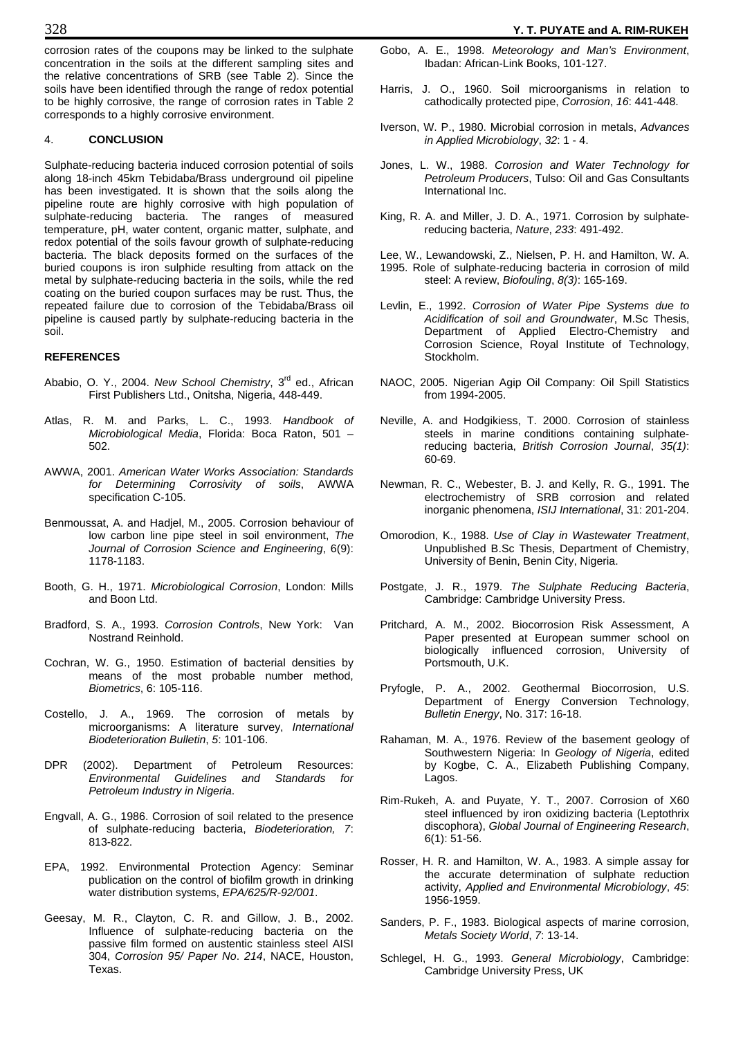corrosion rates of the coupons may be linked to the sulphate concentration in the soils at the different sampling sites and the relative concentrations of SRB (see Table 2). Since the soils have been identified through the range of redox potential to be highly corrosive, the range of corrosion rates in Table 2 corresponds to a highly corrosive environment.

## 4. CONCLUSION

Sulphate-reducing bacteria induced corrosion potential of soils along 18-inch 45km Tebidaba/Brass underground oil pipeline has been investigated. It is shown that the soils along the pipeline route are highly corrosive with high population of sulphate-reducing bacteria. The ranges of measured temperature, pH, water content, organic matter, sulphate, and redox potential of the soils favour growth of sulphate-reducing bacteria. The black deposits formed on the surfaces of the buried coupons is iron sulphide resulting from attack on the metal by sulphate-reducing bacteria in the soils, while the red coating on the buried coupon surfaces may be rust. Thus, the repeated failure due to corrosion of the Tebidaba/Brass oil pipeline is caused partly by sulphate-reducing bacteria in the soil.

## REFERENCES

Ababio, O. Y., 2004. *New School Chemistry*, 3rd ed., African First Publishers Ltd., Onitsha, Nigeria, 448-449.

Atlas, R. M. and Parks, L. C., 1993. *Handbook of Microbiological Media*, Florida: Boca Raton, 501 – 502.

AWWA, 2001. *American Water Works Association: Standards for Determining Corrosivity of soils*, AWWA specification C-105.

Benmoussat, A. and Hadjel, M., 2005. Corrosion behaviour of low carbon line pipe steel in soil environment, *The Journal of Corrosion Science and Engineering*, 6(9): 1178-1183.

Booth, G. H., 1971. *Microbiological Corrosion*, London: Mills and Boon Ltd.

Bradford, S. A., 1993. *Corrosion Controls*, New York: Van Nostrand Reinhold.

Cochran, W. G., 1950. Estimation of bacterial densities by means of the most probable number method, *Biometrics*, 6: 105-116.

Costello, J. A., 1969. The corrosion of metals by microorganisms: A literature survey, *International Biodeterioration Bulletin*, *5*: 101-106.

DPR (2002). Department of Petroleum Resources: *Environmental Guidelines and Standards for Petroleum Industry in Nigeria*.

Engvall, A. G., 1986. Corrosion of soil related to the presence of sulphate-reducing bacteria, *Biodeterioration, 7*: 813-822.

EPA, 1992. Environmental Protection Agency: Seminar publication on the control of biofilm growth in drinking water distribution systems, *EPA/625/R-92/001*.

Geesay, M. R., Clayton, C. R. and Gillow, J. B., 2002. Influence of sulphate-reducing bacteria on the passive film formed on austentic stainless steel AISI 304, *Corrosion 95/ Paper No*. *214*, NACE, Houston, Texas.

Gobo, A. E., 1998. *Meteorology and Man's Environment*, Ibadan: African-Link Books, 101-127.

Harris, J. O., 1960. Soil microorganisms in relation to cathodically protected pipe, *Corrosion*, *16*: 441-448.

Iverson, W. P., 1980. Microbial corrosion in metals, *Advances in Applied Microbiology*, *32*: 1 - 4.

Jones, L. W., 1988. *Corrosion and Water Technology for Petroleum Producers*, Tulso: Oil and Gas Consultants International Inc.

King, R. A. and Miller, J. D. A., 1971. Corrosion by sulphate-reducing bacteria, *Nature*, *233*: 491-492.

Lee, W., Lewandowski, Z., Nielsen, P. H. and Hamilton, W. A. 1995. Role of sulphate-reducing bacteria in corrosion of mild steel: A review, *Biofouling*, *8(3)*: 165-169.

Levlin, E., 1992. *Corrosion of Water Pipe Systems due to Acidification of soil and Groundwater*, M.Sc Thesis, Department of Applied Electro-Chemistry and Corrosion Science, Royal Institute of Technology, Stockholm.

NAOC, 2005. Nigerian Agip Oil Company: Oil Spill Statistics from 1994-2005.

Neville, A. and Hodgikiess, T. 2000. Corrosion of stainless steels in marine conditions containing sulphate-reducing bacteria, *British Corrosion Journal*, *35(1)*: 60-69.

Newman, R. C., Webester, B. J. and Kelly, R. G., 1991. The electrochemistry of SRB corrosion and related inorganic phenomena, *ISIJ International*, 31: 201-204.

Omorodion, K., 1988. *Use of Clay in Wastewater Treatment*, Unpublished B.Sc Thesis, Department of Chemistry, University of Benin, Benin City, Nigeria.

Postgate, J. R., 1979. *The Sulphate Reducing Bacteria*, Cambridge: Cambridge University Press.

Pritchard, A. M., 2002. Biocorrosion Risk Assessment, A Paper presented at European summer school on biologically influenced corrosion, University of Portsmouth, U.K.

Pryfogle, P. A., 2002. Geothermal Biocorrosion, U.S. Department of Energy Conversion Technology, *Bulletin Energy*, No. 317: 16-18.

Rahaman, M. A., 1976. Review of the basement geology of Southwestern Nigeria: In *Geology of Nigeria*, edited by Kogbe, C. A., Elizabeth Publishing Company, Lagos.

Rim-Rukeh, A. and Puyate, Y. T., 2007. Corrosion of X60 steel influenced by iron oxidizing bacteria (Leptothrix discophora), *Global Journal of Engineering Research*, 6(1): 51-56.

Rosser, H. R. and Hamilton, W. A., 1983. A simple assay for the accurate determination of sulphate reduction activity, *Applied and Environmental Microbiology*, *45*: 1956-1959.

Sanders, P. F., 1983. Biological aspects of marine corrosion, *Metals Society World*, *7*: 13-14.

Schlegel, H. G., 1993. *General Microbiology*, Cambridge: Cambridge University Press, UK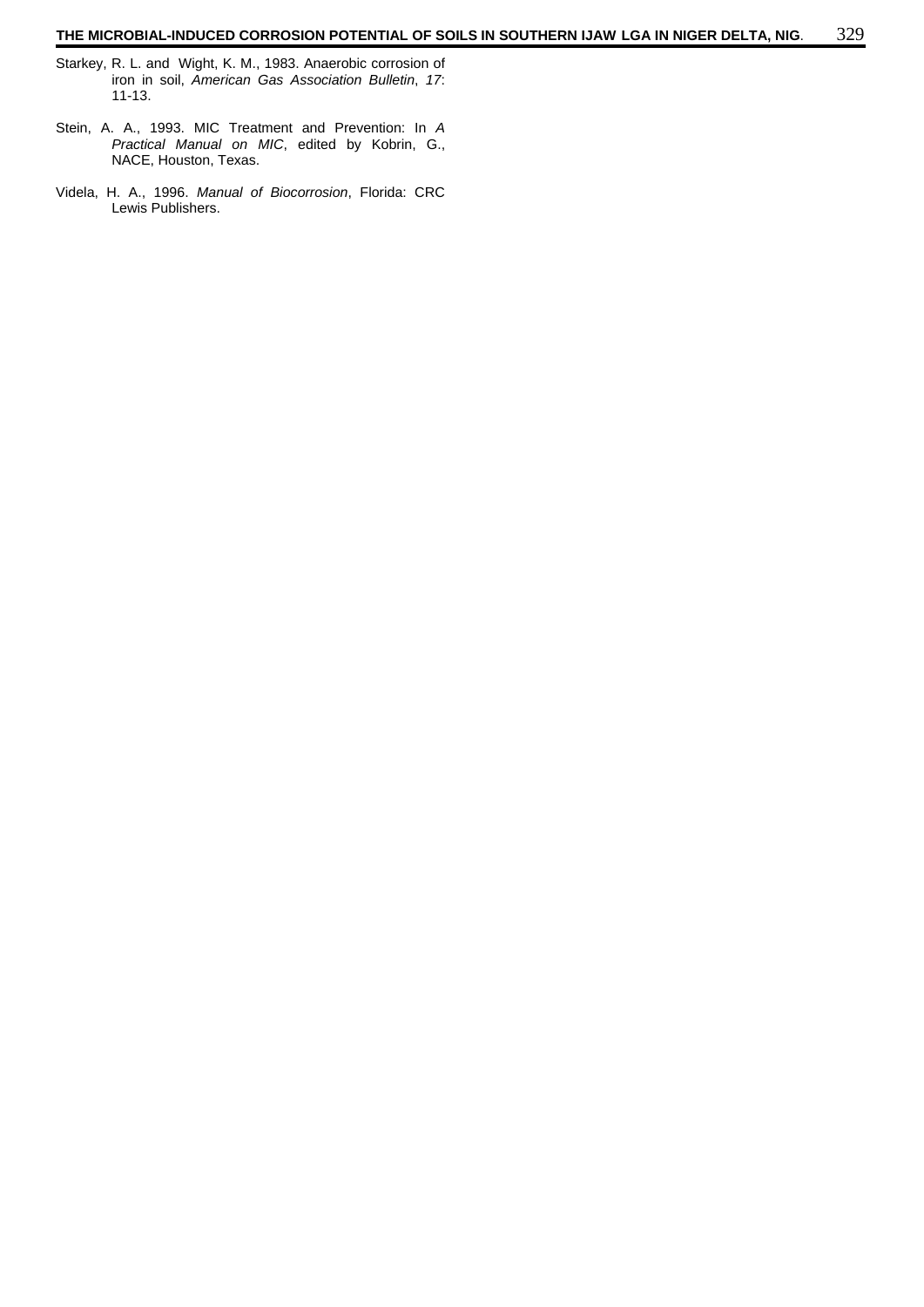Starkey, R. L. and Wight, K. M., 1983. Anaerobic corrosion of iron in soil, *American Gas Association Bulletin*, *17*: 11-13.

Stein, A. A., 1993. MIC Treatment and Prevention: In *A Practical Manual on MIC*, edited by Kobrin, G., NACE, Houston, Texas.

Videla, H. A., 1996. *Manual of Biocorrosion*, Florida: CRC Lewis Publishers.